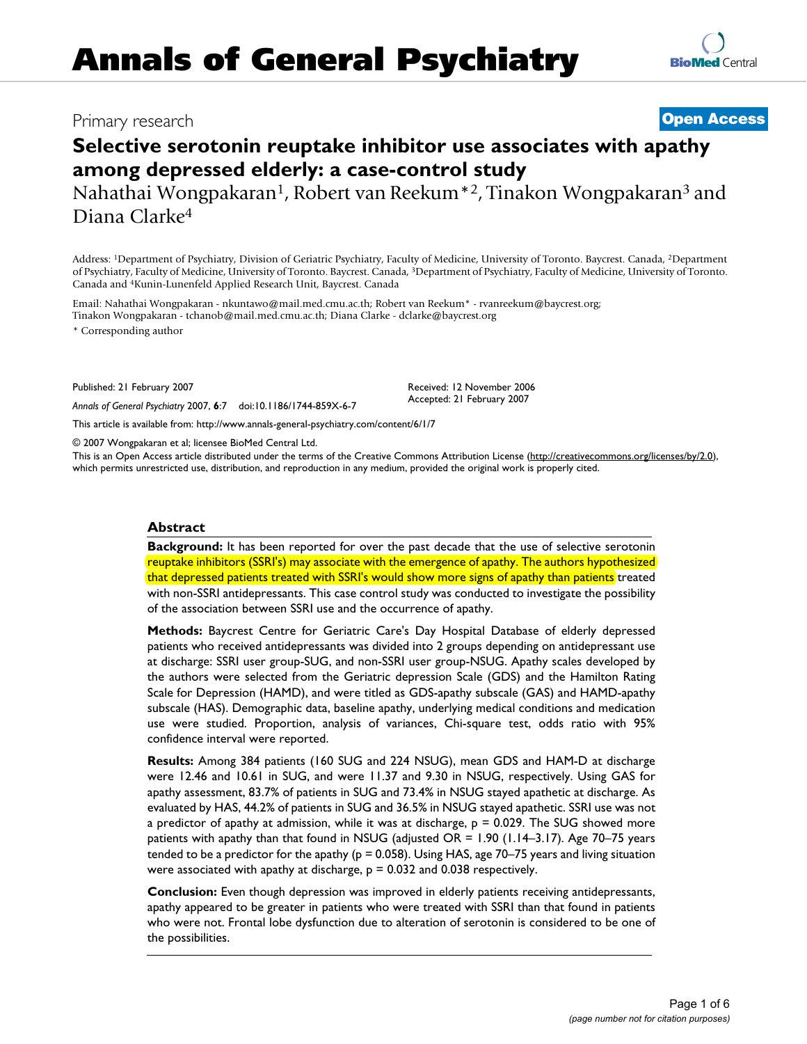# Annals of General Psychiatry

Primary research

**Open Access**

## Selective serotonin reuptake inhibitor use associates with apathy among depressed elderly: a case-control study

Nahathai Wongpakaran[1], Robert van Reekum*[2], Tinakon Wongpakaran[3] and Diana Clarke[4]

Address: [1]Department of Psychiatry, Division of Geriatric Psychiatry, Faculty of Medicine, University of Toronto. Baycrest. Canada, [2]Department of Psychiatry, Faculty of Medicine, University of Toronto. Baycrest. Canada, [3]Department of Psychiatry, Faculty of Medicine, University of Toronto. Canada and [4]Kunin-Lunenfeld Applied Research Unit, Baycrest. Canada

Email: Nahathai Wongpakaran - nkuntawo@mail.med.cmu.ac.th; Robert van Reekum* - rvanreekum@baycrest.org; Tinakon Wongpakaran - tchanob@mail.med.cmu.ac.th; Diana Clarke - dclarke@baycrest.org

\* Corresponding author

Published: 21 February 2007

*Annals of General Psychiatry* 2007, **6**:7 doi:10.1186/1744-859X-6-7

Received: 12 November 2006
Accepted: 21 February 2007

This article is available from: http://www.annals-general-psychiatry.com/content/6/1/7

© 2007 Wongpakaran et al; licensee BioMed Central Ltd.

This is an Open Access article distributed under the terms of the Creative Commons Attribution License (http://creativecommons.org/licenses/by/2.0), which permits unrestricted use, distribution, and reproduction in any medium, provided the original work is properly cited.

## Abstract

**Background:** It has been reported for over the past decade that the use of selective serotonin reuptake inhibitors (SSRI's) may associate with the emergence of apathy. The authors hypothesized that depressed patients treated with SSRI's would show more signs of apathy than patients treated with non-SSRI antidepressants. This case control study was conducted to investigate the possibility of the association between SSRI use and the occurrence of apathy.

**Methods:** Baycrest Centre for Geriatric Care's Day Hospital Database of elderly depressed patients who received antidepressants was divided into 2 groups depending on antidepressant use at discharge: SSRI user group-SUG, and non-SSRI user group-NSUG. Apathy scales developed by the authors were selected from the Geriatric depression Scale (GDS) and the Hamilton Rating Scale for Depression (HAMD), and were titled as GDS-apathy subscale (GAS) and HAMD-apathy subscale (HAS). Demographic data, baseline apathy, underlying medical conditions and medication use were studied. Proportion, analysis of variances, Chi-square test, odds ratio with 95% confidence interval were reported.

**Results:** Among 384 patients (160 SUG and 224 NSUG), mean GDS and HAM-D at discharge were 12.46 and 10.61 in SUG, and were 11.37 and 9.30 in NSUG, respectively. Using GAS for apathy assessment, 83.7% of patients in SUG and 73.4% in NSUG stayed apathetic at discharge. As evaluated by HAS, 44.2% of patients in SUG and 36.5% in NSUG stayed apathetic. SSRI use was not a predictor of apathy at admission, while it was at discharge, $p = 0.029$. The SUG showed more patients with apathy than that found in NSUG (adjusted OR = 1.90 (1.14–3.17). Age 70–75 years tended to be a predictor for the apathy ($p = 0.058$). Using HAS, age 70–75 years and living situation were associated with apathy at discharge, $p = 0.032$ and $0.038$ respectively.

**Conclusion:** Even though depression was improved in elderly patients receiving antidepressants, apathy appeared to be greater in patients who were treated with SSRI than that found in patients who were not. Frontal lobe dysfunction due to alteration of serotonin is considered to be one of the possibilities.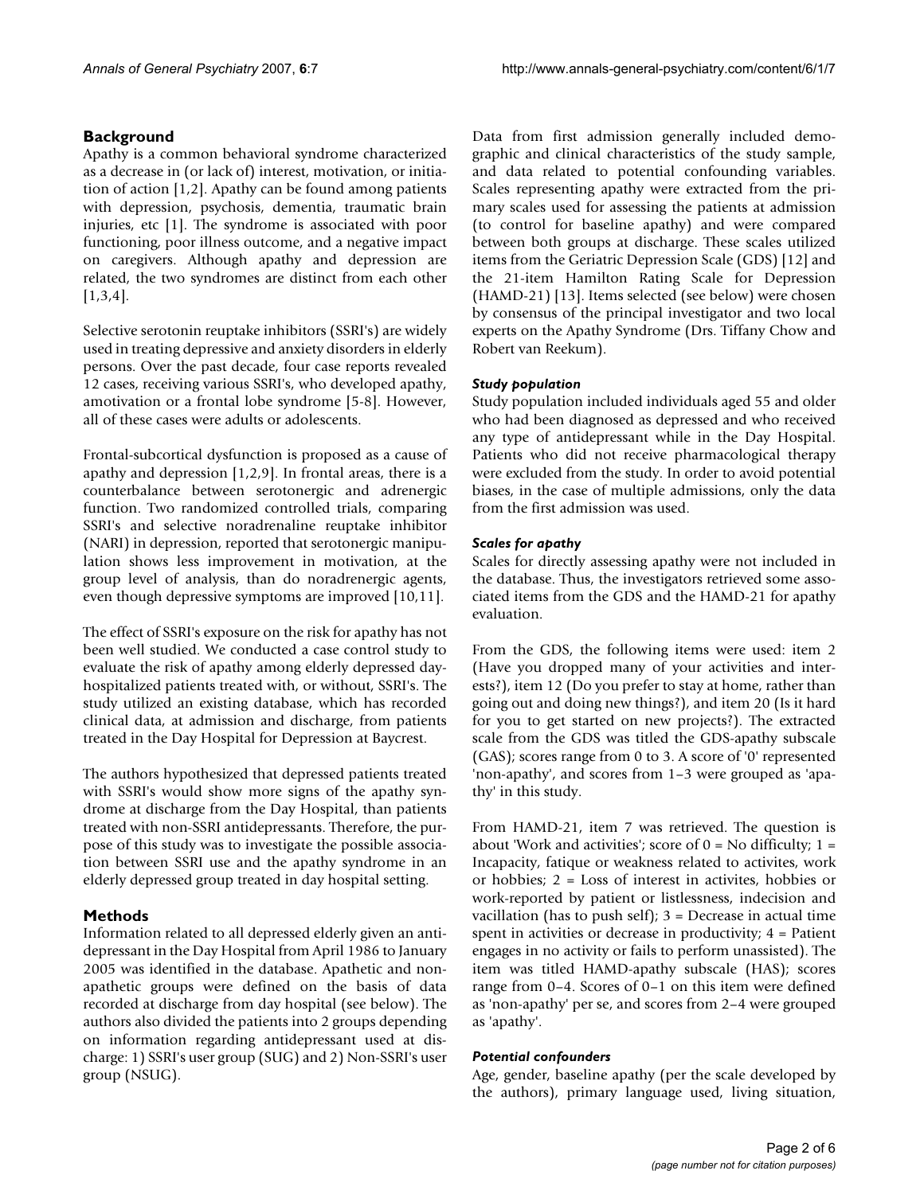## Background

Apathy is a common behavioral syndrome characterized as a decrease in (or lack of) interest, motivation, or initiation of action [1,2]. Apathy can be found among patients with depression, psychosis, dementia, traumatic brain injuries, etc [1]. The syndrome is associated with poor functioning, poor illness outcome, and a negative impact on caregivers. Although apathy and depression are related, the two syndromes are distinct from each other [1,3,4].

Selective serotonin reuptake inhibitors (SSRI's) are widely used in treating depressive and anxiety disorders in elderly persons. Over the past decade, four case reports revealed 12 cases, receiving various SSRI's, who developed apathy, amotivation or a frontal lobe syndrome [5-8]. However, all of these cases were adults or adolescents.

Frontal-subcortical dysfunction is proposed as a cause of apathy and depression [1,2,9]. In frontal areas, there is a counterbalance between serotonergic and adrenergic function. Two randomized controlled trials, comparing SSRI's and selective noradrenaline reuptake inhibitor (NARI) in depression, reported that serotonergic manipulation shows less improvement in motivation, at the group level of analysis, than do noradrenergic agents, even though depressive symptoms are improved [10,11].

The effect of SSRI's exposure on the risk for apathy has not been well studied. We conducted a case control study to evaluate the risk of apathy among elderly depressed day-hospitalized patients treated with, or without, SSRI's. The study utilized an existing database, which has recorded clinical data, at admission and discharge, from patients treated in the Day Hospital for Depression at Baycrest.

The authors hypothesized that depressed patients treated with SSRI's would show more signs of the apathy syndrome at discharge from the Day Hospital, than patients treated with non-SSRI antidepressants. Therefore, the purpose of this study was to investigate the possible association between SSRI use and the apathy syndrome in an elderly depressed group treated in day hospital setting.

## Methods

Information related to all depressed elderly given an antidepressant in the Day Hospital from April 1986 to January 2005 was identified in the database. Apathetic and non-apathetic groups were defined on the basis of data recorded at discharge from day hospital (see below). The authors also divided the patients into 2 groups depending on information regarding antidepressant used at discharge: 1) SSRI's user group (SUG) and 2) Non-SSRI's user group (NSUG).

Data from first admission generally included demographic and clinical characteristics of the study sample, and data related to potential confounding variables. Scales representing apathy were extracted from the primary scales used for assessing the patients at admission (to control for baseline apathy) and were compared between both groups at discharge. These scales utilized items from the Geriatric Depression Scale (GDS) [12] and the 21-item Hamilton Rating Scale for Depression (HAMD-21) [13]. Items selected (see below) were chosen by consensus of the principal investigator and two local experts on the Apathy Syndrome (Drs. Tiffany Chow and Robert van Reekum).

### *Study population*

Study population included individuals aged 55 and older who had been diagnosed as depressed and who received any type of antidepressant while in the Day Hospital. Patients who did not receive pharmacological therapy were excluded from the study. In order to avoid potential biases, in the case of multiple admissions, only the data from the first admission was used.

### *Scales for apathy*

Scales for directly assessing apathy were not included in the database. Thus, the investigators retrieved some associated items from the GDS and the HAMD-21 for apathy evaluation.

From the GDS, the following items were used: item 2 (Have you dropped many of your activities and interests?), item 12 (Do you prefer to stay at home, rather than going out and doing new things?), and item 20 (Is it hard for you to get started on new projects?). The extracted scale from the GDS was titled the GDS-apathy subscale (GAS); scores range from 0 to 3. A score of '0' represented 'non-apathy', and scores from 1–3 were grouped as 'apathy' in this study.

From HAMD-21, item 7 was retrieved. The question is about 'Work and activities'; score of 0 = No difficulty; 1 = Incapacity, fatique or weakness related to activites, work or hobbies; 2 = Loss of interest in activites, hobbies or work-reported by patient or listlessness, indecision and vacillation (has to push self); 3 = Decrease in actual time spent in activities or decrease in productivity; 4 = Patient engages in no activity or fails to perform unassisted). The item was titled HAMD-apathy subscale (HAS); scores range from 0–4. Scores of 0–1 on this item were defined as 'non-apathy' per se, and scores from 2–4 were grouped as 'apathy'.

### *Potential confounders*

Age, gender, baseline apathy (per the scale developed by the authors), primary language used, living situation,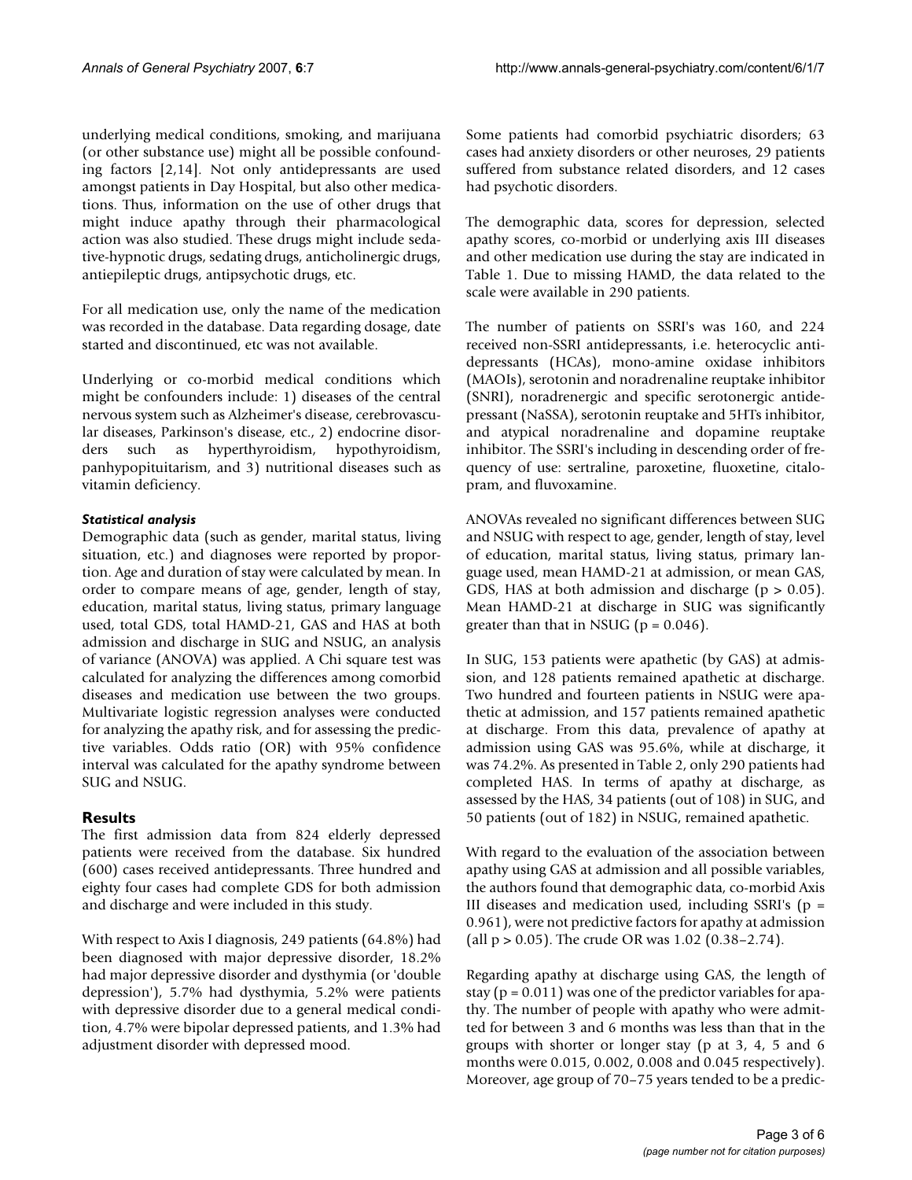underlying medical conditions, smoking, and marijuana (or other substance use) might all be possible confounding factors [2,14]. Not only antidepressants are used amongst patients in Day Hospital, but also other medications. Thus, information on the use of other drugs that might induce apathy through their pharmacological action was also studied. These drugs might include sedative-hypnotic drugs, sedating drugs, anticholinergic drugs, antiepileptic drugs, antipsychotic drugs, etc.

For all medication use, only the name of the medication was recorded in the database. Data regarding dosage, date started and discontinued, etc was not available.

Underlying or co-morbid medical conditions which might be confounders include: 1) diseases of the central nervous system such as Alzheimer's disease, cerebrovascular diseases, Parkinson's disease, etc., 2) endocrine disorders such as hyperthyroidism, hypothyroidism, panhypopituitarism, and 3) nutritional diseases such as vitamin deficiency.

### *Statistical analysis*

Demographic data (such as gender, marital status, living situation, etc.) and diagnoses were reported by proportion. Age and duration of stay were calculated by mean. In order to compare means of age, gender, length of stay, education, marital status, living status, primary language used, total GDS, total HAMD-21, GAS and HAS at both admission and discharge in SUG and NSUG, an analysis of variance (ANOVA) was applied. A Chi square test was calculated for analyzing the differences among comorbid diseases and medication use between the two groups. Multivariate logistic regression analyses were conducted for analyzing the apathy risk, and for assessing the predictive variables. Odds ratio (OR) with 95% confidence interval was calculated for the apathy syndrome between SUG and NSUG.

## Results

The first admission data from 824 elderly depressed patients were received from the database. Six hundred (600) cases received antidepressants. Three hundred and eighty four cases had complete GDS for both admission and discharge and were included in this study.

With respect to Axis I diagnosis, 249 patients (64.8%) had been diagnosed with major depressive disorder, 18.2% had major depressive disorder and dysthymia (or 'double depression'), 5.7% had dysthymia, 5.2% were patients with depressive disorder due to a general medical condition, 4.7% were bipolar depressed patients, and 1.3% had adjustment disorder with depressed mood.

Some patients had comorbid psychiatric disorders; 63 cases had anxiety disorders or other neuroses, 29 patients suffered from substance related disorders, and 12 cases had psychotic disorders.

The demographic data, scores for depression, selected apathy scores, co-morbid or underlying axis III diseases and other medication use during the stay are indicated in Table 1. Due to missing HAMD, the data related to the scale were available in 290 patients.

The number of patients on SSRI's was 160, and 224 received non-SSRI antidepressants, i.e. heterocyclic antidepressants (HCAs), mono-amine oxidase inhibitors (MAOIs), serotonin and noradrenaline reuptake inhibitor (SNRI), noradrenergic and specific serotonergic antidepressant (NaSSA), serotonin reuptake and 5HTs inhibitor, and atypical noradrenaline and dopamine reuptake inhibitor. The SSRI's including in descending order of frequency of use: sertraline, paroxetine, fluoxetine, citalopram, and fluvoxamine.

ANOVAs revealed no significant differences between SUG and NSUG with respect to age, gender, length of stay, level of education, marital status, living status, primary language used, mean HAMD-21 at admission, or mean GAS, GDS, HAS at both admission and discharge ($p > 0.05$). Mean HAMD-21 at discharge in SUG was significantly greater than that in NSUG ($p = 0.046$).

In SUG, 153 patients were apathetic (by GAS) at admission, and 128 patients remained apathetic at discharge. Two hundred and fourteen patients in NSUG were apathetic at admission, and 157 patients remained apathetic at discharge. From this data, prevalence of apathy at admission using GAS was 95.6%, while at discharge, it was 74.2%. As presented in Table 2, only 290 patients had completed HAS. In terms of apathy at discharge, as assessed by the HAS, 34 patients (out of 108) in SUG, and 50 patients (out of 182) in NSUG, remained apathetic.

With regard to the evaluation of the association between apathy using GAS at admission and all possible variables, the authors found that demographic data, co-morbid Axis III diseases and medication used, including SSRI's ($p = 0.961$), were not predictive factors for apathy at admission (all $p > 0.05$). The crude OR was 1.02 (0.38–2.74).

Regarding apathy at discharge using GAS, the length of stay ($p = 0.011$) was one of the predictor variables for apathy. The number of people with apathy who were admitted for between 3 and 6 months was less than that in the groups with shorter or longer stay (p at 3, 4, 5 and 6 months were 0.015, 0.002, 0.008 and 0.045 respectively). Moreover, age group of 70–75 years tended to be a predic-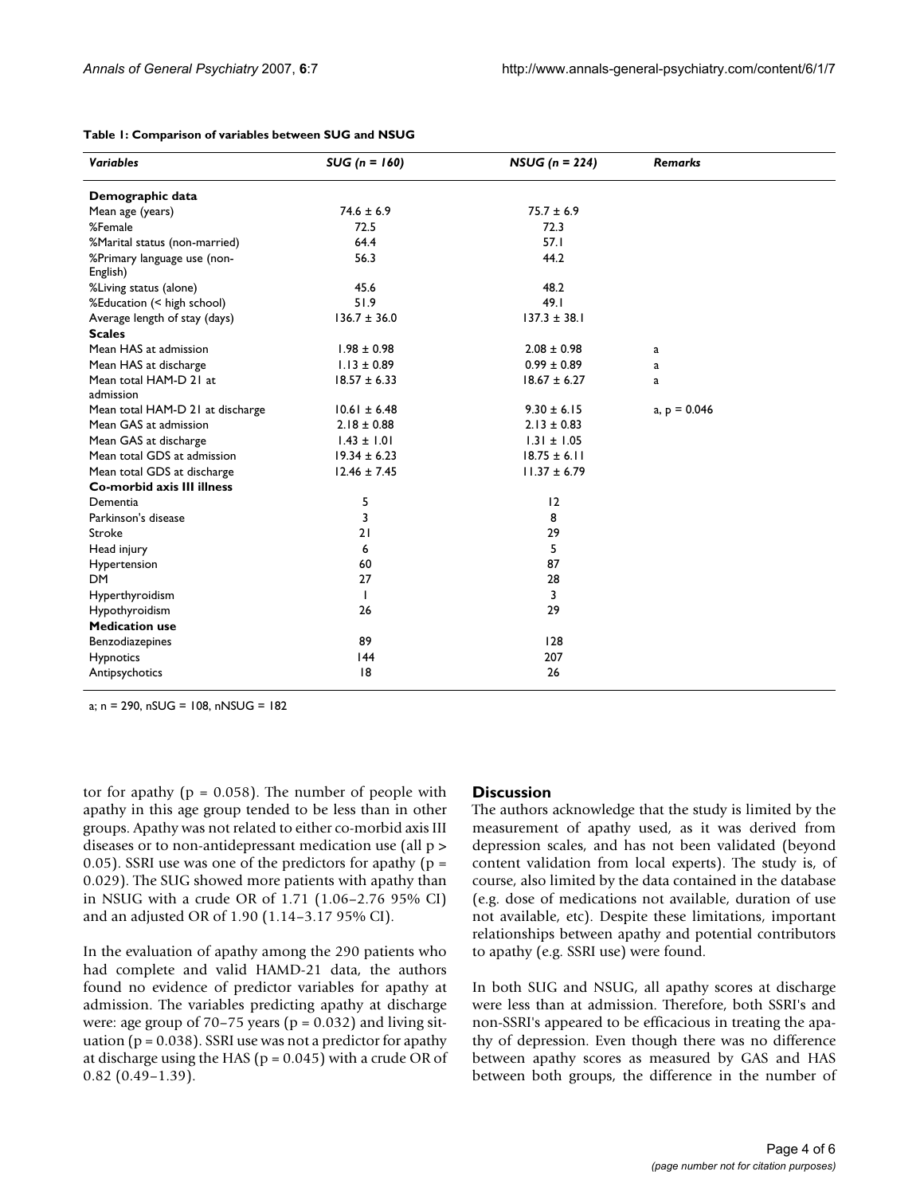**Table 1: Comparison of variables between SUG and NSUG**

| *Variables* | *SUG (n = 160)* | *NSUG (n = 224)* | *Remarks* |
|---|---|---|---|
| **Demographic data** | | | |
| Mean age (years) | 74.6 ± 6.9 | 75.7 ± 6.9 | |
| %Female | 72.5 | 72.3 | |
| %Marital status (non-married) | 64.4 | 57.1 | |
| %Primary language use (non-English) | 56.3 | 44.2 | |
| %Living status (alone) | 45.6 | 48.2 | |
| %Education (< high school) | 51.9 | 49.1 | |
| Average length of stay (days) | 136.7 ± 36.0 | 137.3 ± 38.1 | |
| **Scales** | | | |
| Mean HAS at admission | 1.98 ± 0.98 | 2.08 ± 0.98 | a |
| Mean HAS at discharge | 1.13 ± 0.89 | 0.99 ± 0.89 | a |
| Mean total HAM-D 21 at admission | 18.57 ± 6.33 | 18.67 ± 6.27 | a |
| Mean total HAM-D 21 at discharge | 10.61 ± 6.48 | 9.30 ± 6.15 | a, p = 0.046 |
| Mean GAS at admission | 2.18 ± 0.88 | 2.13 ± 0.83 | |
| Mean GAS at discharge | 1.43 ± 1.01 | 1.31 ± 1.05 | |
| Mean total GDS at admission | 19.34 ± 6.23 | 18.75 ± 6.11 | |
| Mean total GDS at discharge | 12.46 ± 7.45 | 11.37 ± 6.79 | |
| **Co-morbid axis III illness** | | | |
| Dementia | 5 | 12 | |
| Parkinson's disease | 3 | 8 | |
| Stroke | 21 | 29 | |
| Head injury | 6 | 5 | |
| Hypertension | 60 | 87 | |
| DM | 27 | 28 | |
| Hyperthyroidism | 1 | 3 | |
| Hypothyroidism | 26 | 29 | |
| **Medication use** | | | |
| Benzodiazepines | 89 | 128 | |
| Hypnotics | 144 | 207 | |
| Antipsychotics | 18 | 26 | |

a; n = 290, nSUG = 108, nNSUG = 182

tor for apathy ($p = 0.058$). The number of people with apathy in this age group tended to be less than in other groups. Apathy was not related to either co-morbid axis III diseases or to non-antidepressant medication use (all $p > 0.05$). SSRI use was one of the predictors for apathy ($p = 0.029$). The SUG showed more patients with apathy than in NSUG with a crude OR of 1.71 (1.06–2.76 95% CI) and an adjusted OR of 1.90 (1.14–3.17 95% CI).

In the evaluation of apathy among the 290 patients who had complete and valid HAMD-21 data, the authors found no evidence of predictor variables for apathy at admission. The variables predicting apathy at discharge were: age group of 70–75 years ($p = 0.032$) and living situation ($p = 0.038$). SSRI use was not a predictor for apathy at discharge using the HAS ($p = 0.045$) with a crude OR of 0.82 (0.49–1.39).

## Discussion

The authors acknowledge that the study is limited by the measurement of apathy used, as it was derived from depression scales, and has not been validated (beyond content validation from local experts). The study is, of course, also limited by the data contained in the database (e.g. dose of medications not available, duration of use not available, etc). Despite these limitations, important relationships between apathy and potential contributors to apathy (e.g. SSRI use) were found.

In both SUG and NSUG, all apathy scores at discharge were less than at admission. Therefore, both SSRI's and non-SSRI's appeared to be efficacious in treating the apathy of depression. Even though there was no difference between apathy scores as measured by GAS and HAS between both groups, the difference in the number of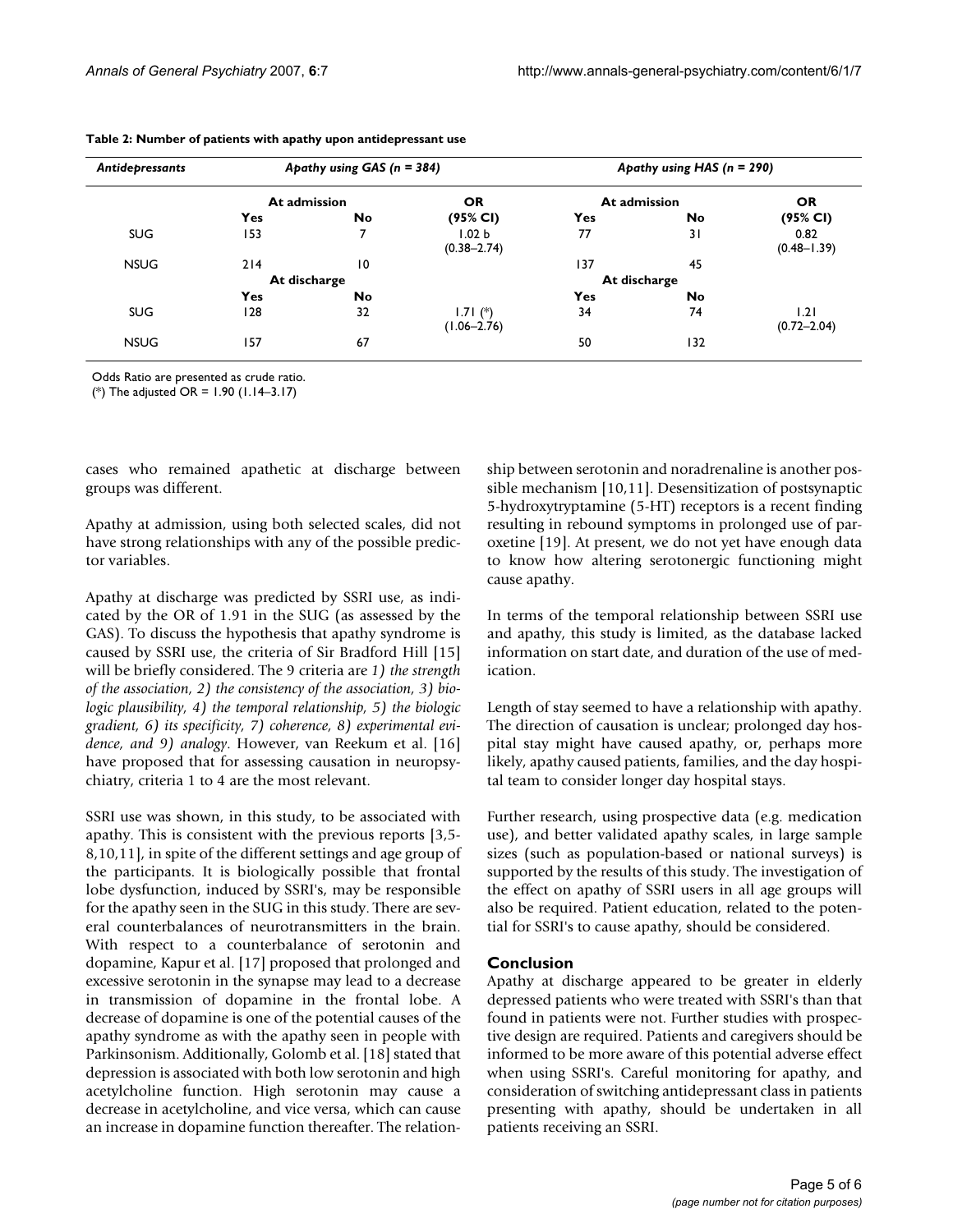**Table 2: Number of patients with apathy upon antidepressant use**

| *Antidepressants* | *Apathy using GAS (n = 384)* | | | *Apathy using HAS (n = 290)* | | |
|---|---|---|---|---|---|---|
| | **At admission** | | **OR** | **At admission** | | **OR** |
| | **Yes** | **No** | **(95% CI)** | **Yes** | **No** | **(95% CI)** |
| SUG | 153 | 7 | 1.02 b (0.38–2.74) | 77 | 31 | 0.82 (0.48–1.39) |
| NSUG | 214 | 10 | | 137 | 45 | |
| | **At discharge** | | | **At discharge** | | |
| | **Yes** | **No** | | **Yes** | **No** | |
| SUG | 128 | 32 | 1.71 (*) (1.06–2.76) | 34 | 74 | 1.21 (0.72–2.04) |
| NSUG | 157 | 67 | | 50 | 132 | |

Odds Ratio are presented as crude ratio.
(*) The adjusted OR = 1.90 (1.14–3.17)

cases who remained apathetic at discharge between groups was different.

Apathy at admission, using both selected scales, did not have strong relationships with any of the possible predictor variables.

Apathy at discharge was predicted by SSRI use, as indicated by the OR of 1.91 in the SUG (as assessed by the GAS). To discuss the hypothesis that apathy syndrome is caused by SSRI use, the criteria of Sir Bradford Hill [15] will be briefly considered. The 9 criteria are *1) the strength of the association, 2) the consistency of the association, 3) biologic plausibility, 4) the temporal relationship, 5) the biologic gradient, 6) its specificity, 7) coherence, 8) experimental evidence, and 9) analogy*. However, van Reekum et al. [16] have proposed that for assessing causation in neuropsychiatry, criteria 1 to 4 are the most relevant.

SSRI use was shown, in this study, to be associated with apathy. This is consistent with the previous reports [3,5-8,10,11], in spite of the different settings and age group of the participants. It is biologically possible that frontal lobe dysfunction, induced by SSRI's, may be responsible for the apathy seen in the SUG in this study. There are several counterbalances of neurotransmitters in the brain. With respect to a counterbalance of serotonin and dopamine, Kapur et al. [17] proposed that prolonged and excessive serotonin in the synapse may lead to a decrease in transmission of dopamine in the frontal lobe. A decrease of dopamine is one of the potential causes of the apathy syndrome as with the apathy seen in people with Parkinsonism. Additionally, Golomb et al. [18] stated that depression is associated with both low serotonin and high acetylcholine function. High serotonin may cause a decrease in acetylcholine, and vice versa, which can cause an increase in dopamine function thereafter. The relationship between serotonin and noradrenaline is another possible mechanism [10,11]. Desensitization of postsynaptic 5-hydroxytryptamine (5-HT) receptors is a recent finding resulting in rebound symptoms in prolonged use of paroxetine [19]. At present, we do not yet have enough data to know how altering serotonergic functioning might cause apathy.

In terms of the temporal relationship between SSRI use and apathy, this study is limited, as the database lacked information on start date, and duration of the use of medication.

Length of stay seemed to have a relationship with apathy. The direction of causation is unclear; prolonged day hospital stay might have caused apathy, or, perhaps more likely, apathy caused patients, families, and the day hospital team to consider longer day hospital stays.

Further research, using prospective data (e.g. medication use), and better validated apathy scales, in large sample sizes (such as population-based or national surveys) is supported by the results of this study. The investigation of the effect on apathy of SSRI users in all age groups will also be required. Patient education, related to the potential for SSRI's to cause apathy, should be considered.

## Conclusion

Apathy at discharge appeared to be greater in elderly depressed patients who were treated with SSRI's than that found in patients were not. Further studies with prospective design are required. Patients and caregivers should be informed to be more aware of this potential adverse effect when using SSRI's. Careful monitoring for apathy, and consideration of switching antidepressant class in patients presenting with apathy, should be undertaken in all patients receiving an SSRI.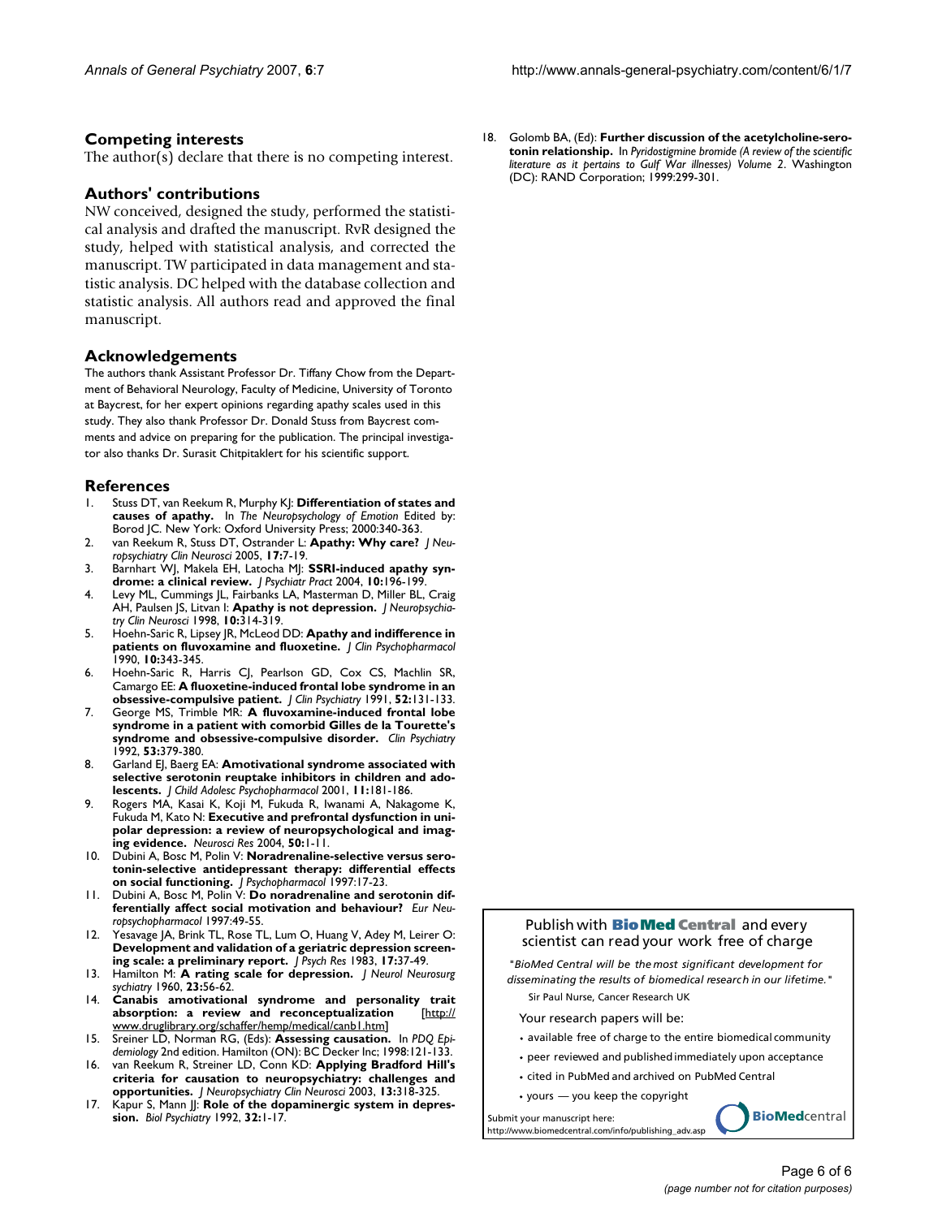## Competing interests

The author(s) declare that there is no competing interest.

## Authors' contributions

NW conceived, designed the study, performed the statistical analysis and drafted the manuscript. RvR designed the study, helped with statistical analysis, and corrected the manuscript. TW participated in data management and statistic analysis. DC helped with the database collection and statistic analysis. All authors read and approved the final manuscript.

## Acknowledgements

The authors thank Assistant Professor Dr. Tiffany Chow from the Department of Behavioral Neurology, Faculty of Medicine, University of Toronto at Baycrest, for her expert opinions regarding apathy scales used in this study. They also thank Professor Dr. Donald Stuss from Baycrest comments and advice on preparing for the publication. The principal investigator also thanks Dr. Surasit Chitpitaklert for his scientific support.

## References

1. Stuss DT, van Reekum R, Murphy KJ: **Differentiation of states and causes of apathy.** In *The Neuropsychology of Emotion* Edited by: Borod JC. New York: Oxford University Press; 2000:340-363.
2. van Reekum R, Stuss DT, Ostrander L: **Apathy: Why care?** *J Neuropsychiatry Clin Neurosci* 2005, **17:**7-19.
3. Barnhart WJ, Makela EH, Latocha MJ: **SSRI-induced apathy syndrome: a clinical review.** *J Psychiatr Pract* 2004, **10:**196-199.
4. Levy ML, Cummings JL, Fairbanks LA, Masterman D, Miller BL, Craig AH, Paulsen JS, Litvan I: **Apathy is not depression.** *J Neuropsychiatry Clin Neurosci* 1998, **10:**314-319.
5. Hoehn-Saric R, Lipsey JR, McLeod DD: **Apathy and indifference in patients on fluvoxamine and fluoxetine.** *J Clin Psychopharmacol* 1990, **10:**343-345.
6. Hoehn-Saric R, Harris CJ, Pearlson GD, Cox CS, Machlin SR, Camargo EE: **A fluoxetine-induced frontal lobe syndrome in an obsessive-compulsive patient.** *J Clin Psychiatry* 1991, **52:**131-133.
7. George MS, Trimble MR: **A fluvoxamine-induced frontal lobe syndrome in a patient with comorbid Gilles de la Tourette's syndrome and obsessive-compulsive disorder.** *Clin Psychiatry* 1992, **53:**379-380.
8. Garland EJ, Baerg EA: **Amotivational syndrome associated with selective serotonin reuptake inhibitors in children and adolescents.** *J Child Adolesc Psychopharmacol* 2001, **11:**181-186.
9. Rogers MA, Kasai K, Koji M, Fukuda R, Iwanami A, Nakagome K, Fukuda M, Kato N: **Executive and prefrontal dysfunction in unipolar depression: a review of neuropsychological and imaging evidence.** *Neurosci Res* 2004, **50:**1-11.
10. Dubini A, Bosc M, Polin V: **Noradrenaline-selective versus serotonin-selective antidepressant therapy: differential effects on social functioning.** *J Psychopharmacol* 1997:17-23.
11. Dubini A, Bosc M, Polin V: **Do noradrenaline and serotonin differentially affect social motivation and behaviour?** *Eur Neuropsychopharmacol* 1997:49-55.
12. Yesavage JA, Brink TL, Rose TL, Lum O, Huang V, Adey M, Leirer O: **Development and validation of a geriatric depression screening scale: a preliminary report.** *J Psych Res* 1983, **17:**37-49.
13. Hamilton M: **A rating scale for depression.** *J Neurol Neurosurg sychiatry* 1960, **23:**56-62.
14. **Canabis amotivational syndrome and personality trait absorption: a review and reconceptualization** [http://www.druglibrary.org/schaffer/hemp/medical/canb1.htm]
15. Sreiner LD, Norman RG, (Eds): **Assessing causation.** In *PDQ Epidemiology* 2nd edition. Hamilton (ON): BC Decker Inc; 1998:121-133.
16. van Reekum R, Streiner LD, Conn KD: **Applying Bradford Hill's criteria for causation to neuropsychiatry: challenges and opportunities.** *J Neuropsychiatry Clin Neurosci* 2003, **13:**318-325.
17. Kapur S, Mann JJ: **Role of the dopaminergic system in depression.** *Biol Psychiatry* 1992, **32:**1-17.
18. Golomb BA, (Ed): **Further discussion of the acetylcholine-serotonin relationship.** In *Pyridostigmine bromide (A review of the scientific literature as it pertains to Gulf War illnesses) Volume 2*. Washington (DC): RAND Corporation; 1999:299-301.